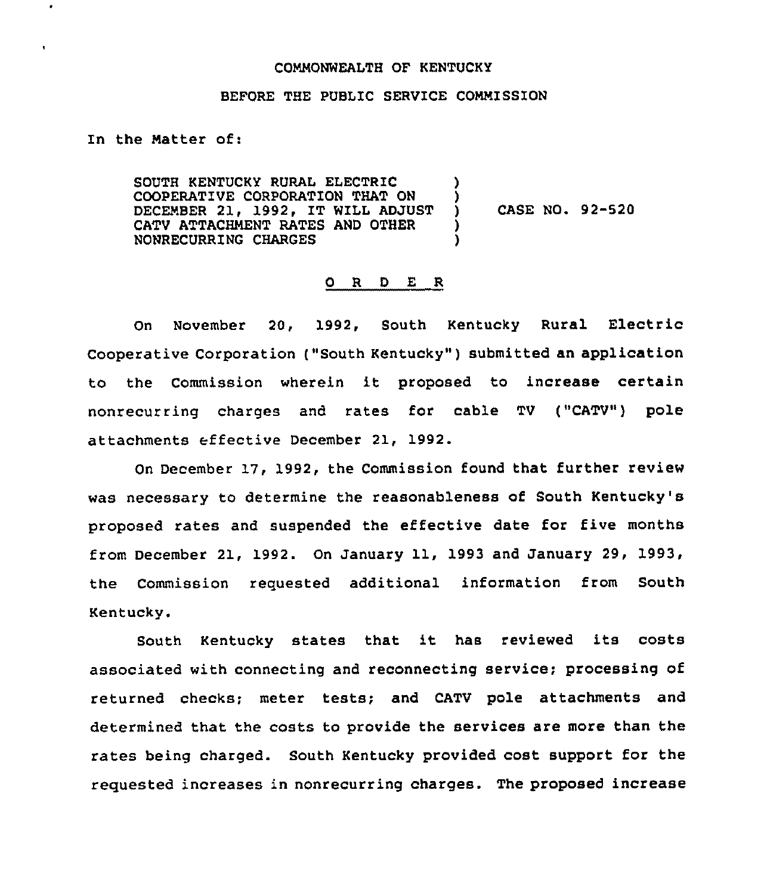COMMONWEALTH OF KENTUCKY

BEFORE THE PUBLIC SERVICE COMMISSION

In the Matter of:

| | | |
|---|---|---|
| SOUTH KENTUCKY RURAL ELECTRIC COOPERATIVE CORPORATION THAT ON DECEMBER 21, 1992, IT WILL ADJUST CATV ATTACHMENT RATES AND OTHER NONRECURRING CHARGES | ) | CASE NO. 92-520 |

## O R D E R

On November 20, 1992, South Kentucky Rural Electric Cooperative Corporation ("South Kentucky") submitted an application to the Commission wherein it proposed to increase certain nonrecurring charges and rates for cable TV ("CATV") pole attachments effective December 21, 1992.

On December 17, 1992, the Commission found that further review was necessary to determine the reasonableness of South Kentucky's proposed rates and suspended the effective date for five months from December 21, 1992. On January 11, 1993 and January 29, 1993, the Commission requested additional information from South Kentucky.

South Kentucky states that it has reviewed its costs associated with connecting and reconnecting service; processing of returned checks; meter tests; and CATV pole attachments and determined that the costs to provide the services are more than the rates being charged. South Kentucky provided cost support for the requested increases in nonrecurring charges. The proposed increase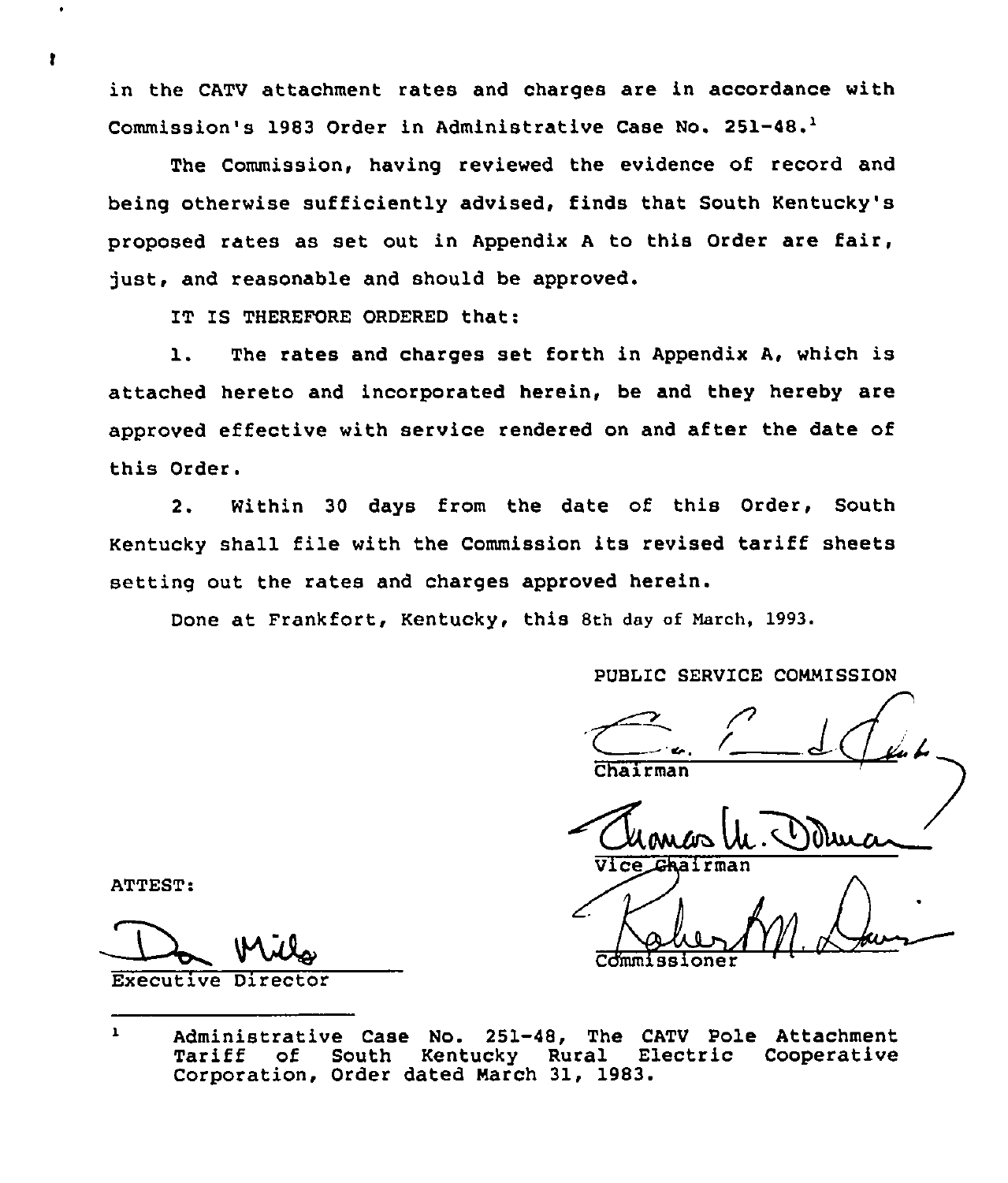in the CATV attachment rates and charges are in accordance with Commission's 1983 Order in Administrative Case No. 251-48.[1]

The Commission, having reviewed the evidence of record and being otherwise sufficiently advised, finds that South Kentucky's proposed rates as set out in Appendix A to this Order are fair, just, and reasonable and should be approved.

IT IS THEREFORE ORDERED that:

1. The rates and charges set forth in Appendix A, which is attached hereto and incorporated herein, be and they hereby are approved effective with service rendered on and after the date of this Order.

2. Within 30 days from the date of this Order, South Kentucky shall file with the Commission its revised tariff sheets setting out the rates and charges approved herein.

Done at Frankfort, Kentucky, this 8th day of March, 1993.

PUBLIC SERVICE COMMISSION

Chairman

Vice Chairman

Commissioner

ATTEST:

Executive Director

---

[1] Administrative Case No. 251-48, The CATV Pole Attachment Tariff of South Kentucky Rural Electric Cooperative Corporation, Order dated March 31, 1983.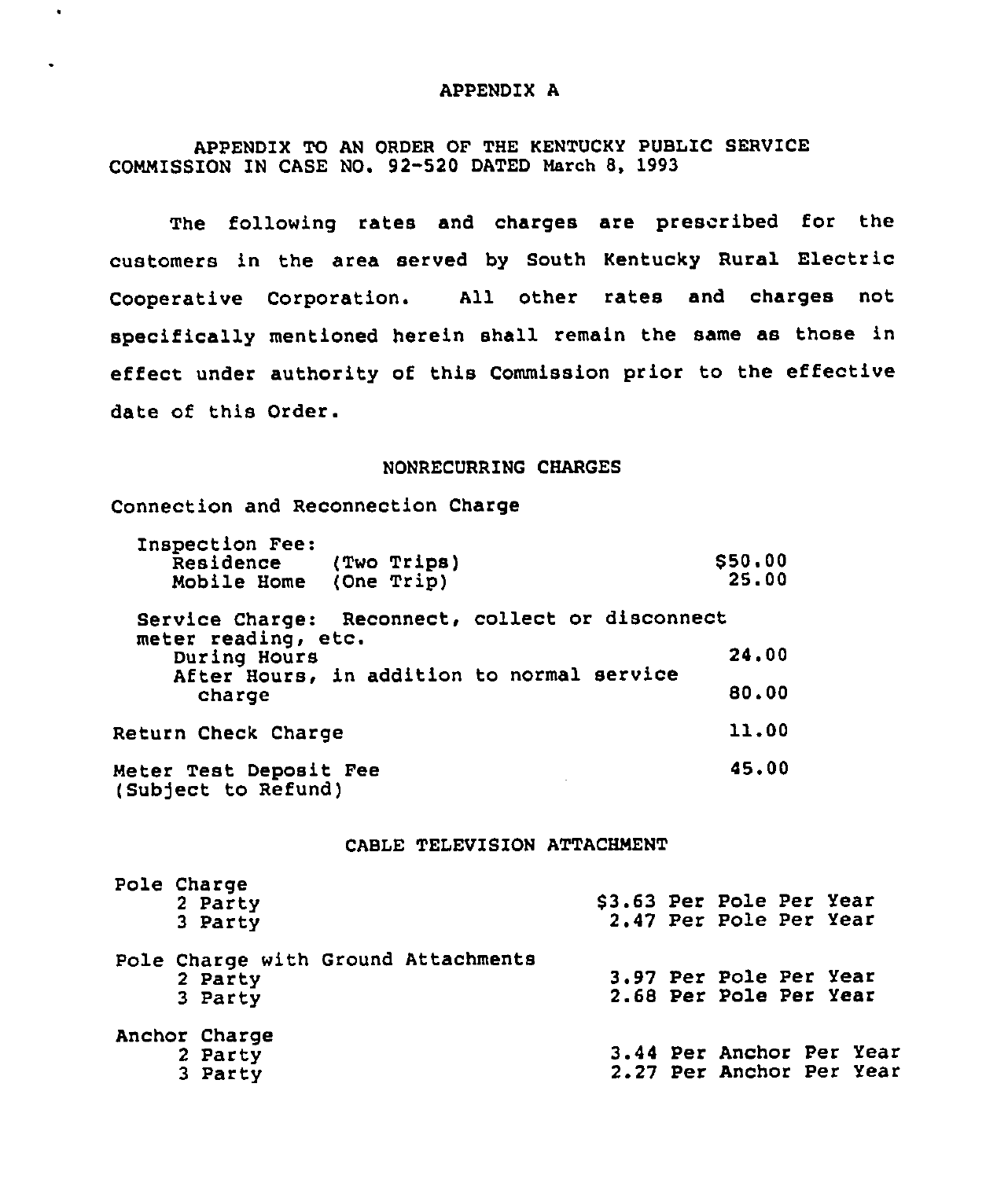# APPENDIX A

APPENDIX TO AN ORDER OF THE KENTUCKY PUBLIC SERVICE COMMISSION IN CASE NO. 92-520 DATED March 8, 1993

The following rates and charges are prescribed for the customers in the area served by South Kentucky Rural Electric Cooperative Corporation. All other rates and charges not specifically mentioned herein shall remain the same as those in effect under authority of this Commission prior to the effective date of this Order.

## NONRECURRING CHARGES

Connection and Reconnection Charge

| | |
|---|---|
| Inspection Fee: | |
| Residence (Two Trips) | $50.00 |
| Mobile Home (One Trip) | 25.00 |
| Service Charge: Reconnect, collect or disconnect meter reading, etc. | |
| During Hours | 24.00 |
| After Hours, in addition to normal service charge | 80.00 |
| Return Check Charge | 11.00 |
| Meter Test Deposit Fee (Subject to Refund) | 45.00 |

## CABLE TELEVISION ATTACHMENT

| | |
|---|---|
| Pole Charge | |
| 2 Party | $3.63 Per Pole Per Year |
| 3 Party | 2.47 Per Pole Per Year |
| Pole Charge with Ground Attachments | |
| 2 Party | 3.97 Per Pole Per Year |
| 3 Party | 2.68 Per Pole Per Year |
| Anchor Charge | |
| 2 Party | 3.44 Per Anchor Per Year |
| 3 Party | 2.27 Per Anchor Per Year |